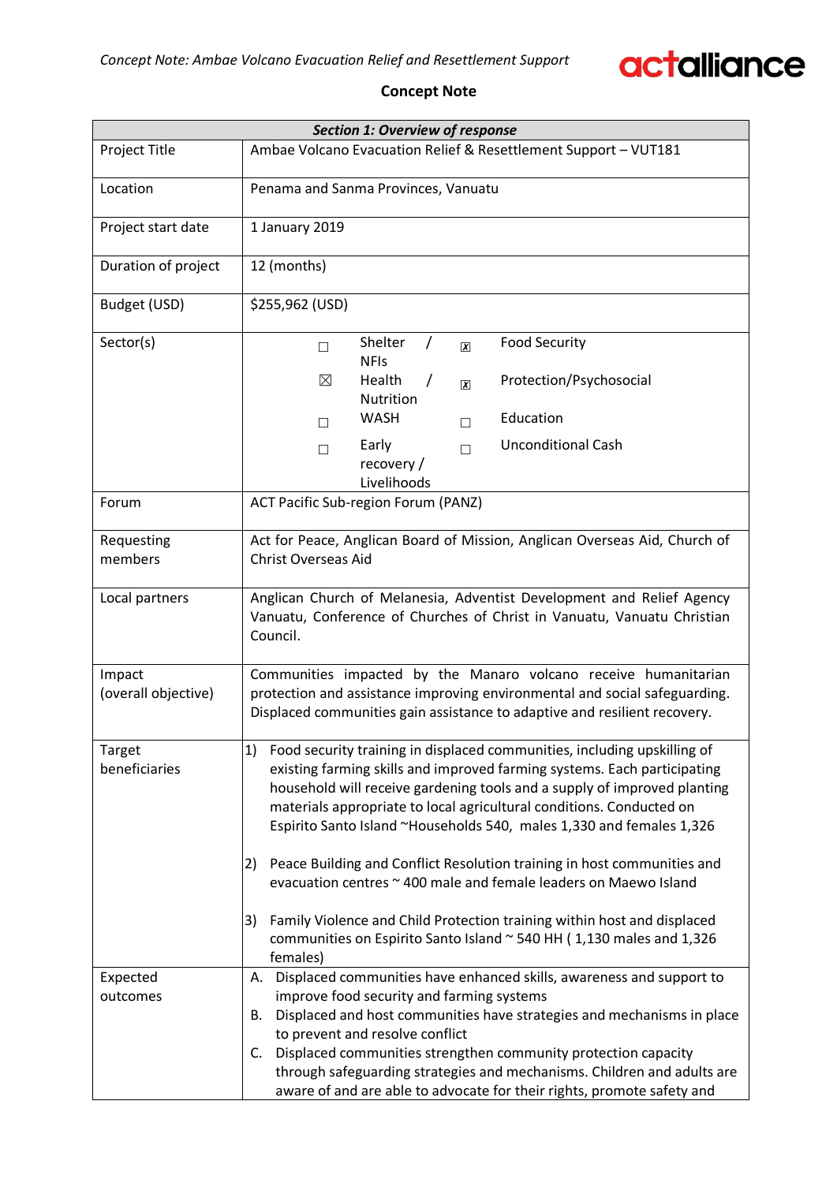**Concept Note**

| *Section 1: Overview of response* | |
|---|---|
| Project Title | Ambae Volcano Evacuation Relief & Resettlement Support – VUT181 |
| Location | Penama and Sanma Provinces, Vanuatu |
| Project start date | 1 January 2019 |
| Duration of project | 12 (months) |
| Budget (USD) | $255,962 (USD) |
| Sector(s) | ☐ Shelter / NFIs ☒ Food Security<br>☒ Health / Nutrition ☒ Protection/Psychosocial<br>☐ WASH ☐ Education<br>☐ Early recovery / Livelihoods ☐ Unconditional Cash |
| Forum | ACT Pacific Sub-region Forum (PANZ) |
| Requesting members | Act for Peace, Anglican Board of Mission, Anglican Overseas Aid, Church of Christ Overseas Aid |
| Local partners | Anglican Church of Melanesia, Adventist Development and Relief Agency Vanuatu, Conference of Churches of Christ in Vanuatu, Vanuatu Christian Council. |
| Impact (overall objective) | Communities impacted by the Manaro volcano receive humanitarian protection and assistance improving environmental and social safeguarding. Displaced communities gain assistance to adaptive and resilient recovery. |
| Target beneficiaries | 1) Food security training in displaced communities, including upskilling of existing farming skills and improved farming systems. Each participating household will receive gardening tools and a supply of improved planting materials appropriate to local agricultural conditions. Conducted on Espirito Santo Island ~Households 540, males 1,330 and females 1,326<br><br>2) Peace Building and Conflict Resolution training in host communities and evacuation centres ~ 400 male and female leaders on Maewo Island<br><br>3) Family Violence and Child Protection training within host and displaced communities on Espirito Santo Island ~ 540 HH ( 1,130 males and 1,326 females) |
| Expected outcomes | A. Displaced communities have enhanced skills, awareness and support to improve food security and farming systems<br>B. Displaced and host communities have strategies and mechanisms in place to prevent and resolve conflict<br>C. Displaced communities strengthen community protection capacity through safeguarding strategies and mechanisms. Children and adults are aware of and are able to advocate for their rights, promote safety and |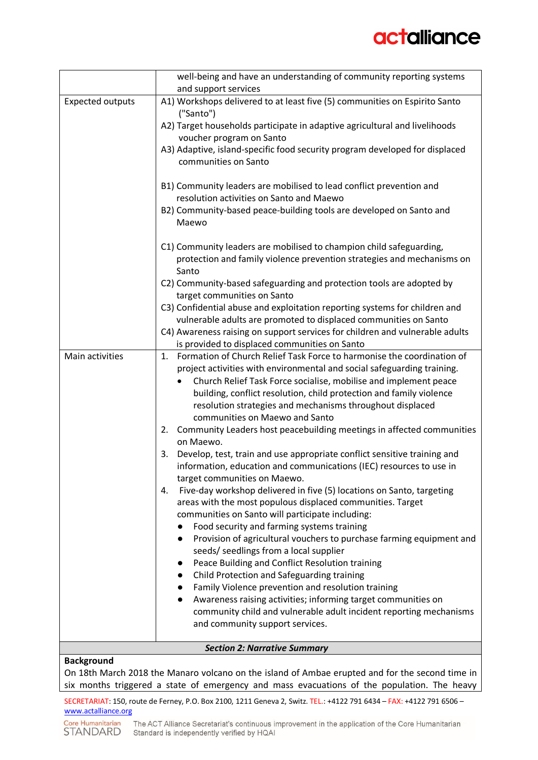| | |
|---|---|
| | well-being and have an understanding of community reporting systems and support services |
| Expected outputs | A1) Workshops delivered to at least five (5) communities on Espirito Santo ("Santo")<br>A2) Target households participate in adaptive agricultural and livelihoods voucher program on Santo<br>A3) Adaptive, island-specific food security program developed for displaced communities on Santo<br><br>B1) Community leaders are mobilised to lead conflict prevention and resolution activities on Santo and Maewo<br>B2) Community-based peace-building tools are developed on Santo and Maewo<br><br>C1) Community leaders are mobilised to champion child safeguarding, protection and family violence prevention strategies and mechanisms on Santo<br>C2) Community-based safeguarding and protection tools are adopted by target communities on Santo<br>C3) Confidential abuse and exploitation reporting systems for children and vulnerable adults are promoted to displaced communities on Santo<br>C4) Awareness raising on support services for children and vulnerable adults is provided to displaced communities on Santo |
| Main activities | 1. Formation of Church Relief Task Force to harmonise the coordination of project activities with environmental and social safeguarding training.<br>• Church Relief Task Force socialise, mobilise and implement peace building, conflict resolution, child protection and family violence resolution strategies and mechanisms throughout displaced communities on Maewo and Santo<br>2. Community Leaders host peacebuilding meetings in affected communities on Maewo.<br>3. Develop, test, train and use appropriate conflict sensitive training and information, education and communications (IEC) resources to use in target communities on Maewo.<br>4. Five-day workshop delivered in five (5) locations on Santo, targeting areas with the most populous displaced communities. Target communities on Santo will participate including:<br>• Food security and farming systems training<br>• Provision of agricultural vouchers to purchase farming equipment and seeds/ seedlings from a local supplier<br>• Peace Building and Conflict Resolution training<br>• Child Protection and Safeguarding training<br>• Family Violence prevention and resolution training<br>• Awareness raising activities; informing target communities on community child and vulnerable adult incident reporting mechanisms and community support services. |

## *Section 2: Narrative Summary*

**Background**

On 18th March 2018 the Manaro volcano on the island of Ambae erupted and for the second time in six months triggered a state of emergency and mass evacuations of the population. The heavy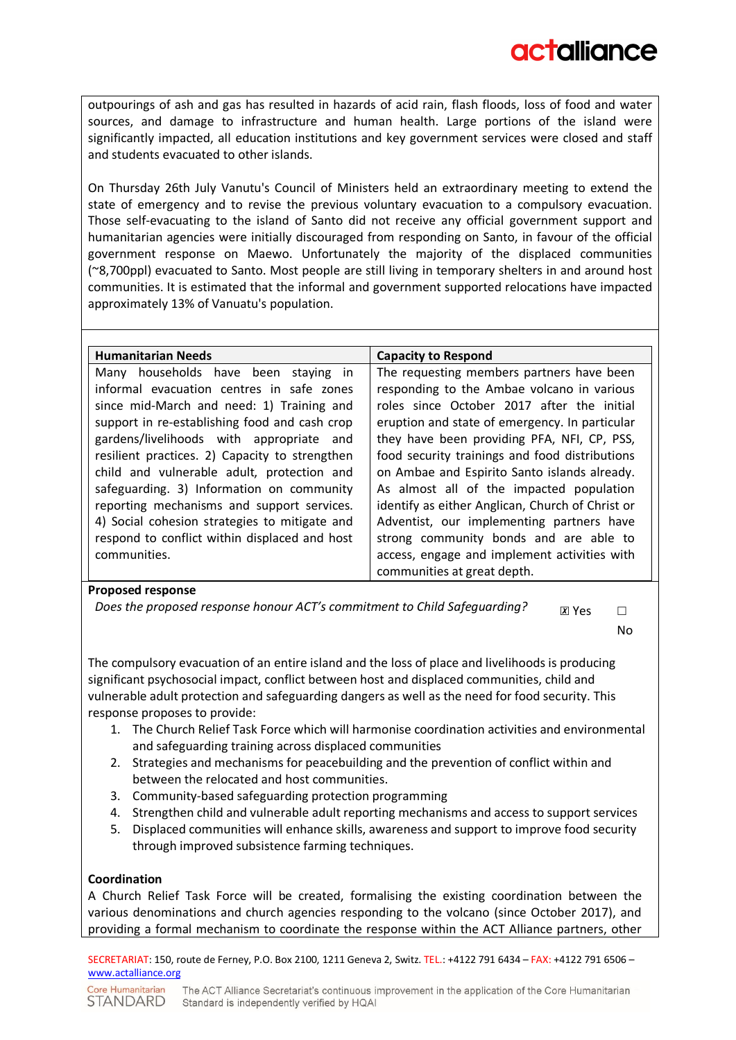outpourings of ash and gas has resulted in hazards of acid rain, flash floods, loss of food and water sources, and damage to infrastructure and human health. Large portions of the island were significantly impacted, all education institutions and key government services were closed and staff and students evacuated to other islands.

On Thursday 26th July Vanutu's Council of Ministers held an extraordinary meeting to extend the state of emergency and to revise the previous voluntary evacuation to a compulsory evacuation. Those self-evacuating to the island of Santo did not receive any official government support and humanitarian agencies were initially discouraged from responding on Santo, in favour of the official government response on Maewo. Unfortunately the majority of the displaced communities (~8,700ppl) evacuated to Santo. Most people are still living in temporary shelters in and around host communities. It is estimated that the informal and government supported relocations have impacted approximately 13% of Vanuatu's population.

| Humanitarian Needs | Capacity to Respond |
|---|---|
| Many households have been staying in informal evacuation centres in safe zones since mid-March and need: 1) Training and support in re-establishing food and cash crop gardens/livelihoods with appropriate and resilient practices. 2) Capacity to strengthen child and vulnerable adult, protection and safeguarding. 3) Information on community reporting mechanisms and support services. 4) Social cohesion strategies to mitigate and respond to conflict within displaced and host communities. | The requesting members partners have been responding to the Ambae volcano in various roles since October 2017 after the initial eruption and state of emergency. In particular they have been providing PFA, NFI, CP, PSS, food security trainings and food distributions on Ambae and Espirito Santo islands already. As almost all of the impacted population identify as either Anglican, Church of Christ or Adventist, our implementing partners have strong community bonds and are able to access, engage and implement activities with communities at great depth. |

**Proposed response**

*Does the proposed response honour ACT's commitment to Child Safeguarding?* ☒ Yes ☐ No

The compulsory evacuation of an entire island and the loss of place and livelihoods is producing significant psychosocial impact, conflict between host and displaced communities, child and vulnerable adult protection and safeguarding dangers as well as the need for food security. This response proposes to provide:

1. The Church Relief Task Force which will harmonise coordination activities and environmental and safeguarding training across displaced communities
2. Strategies and mechanisms for peacebuilding and the prevention of conflict within and between the relocated and host communities.
3. Community-based safeguarding protection programming
4. Strengthen child and vulnerable adult reporting mechanisms and access to support services
5. Displaced communities will enhance skills, awareness and support to improve food security through improved subsistence farming techniques.

**Coordination**

A Church Relief Task Force will be created, formalising the existing coordination between the various denominations and church agencies responding to the volcano (since October 2017), and providing a formal mechanism to coordinate the response within the ACT Alliance partners, other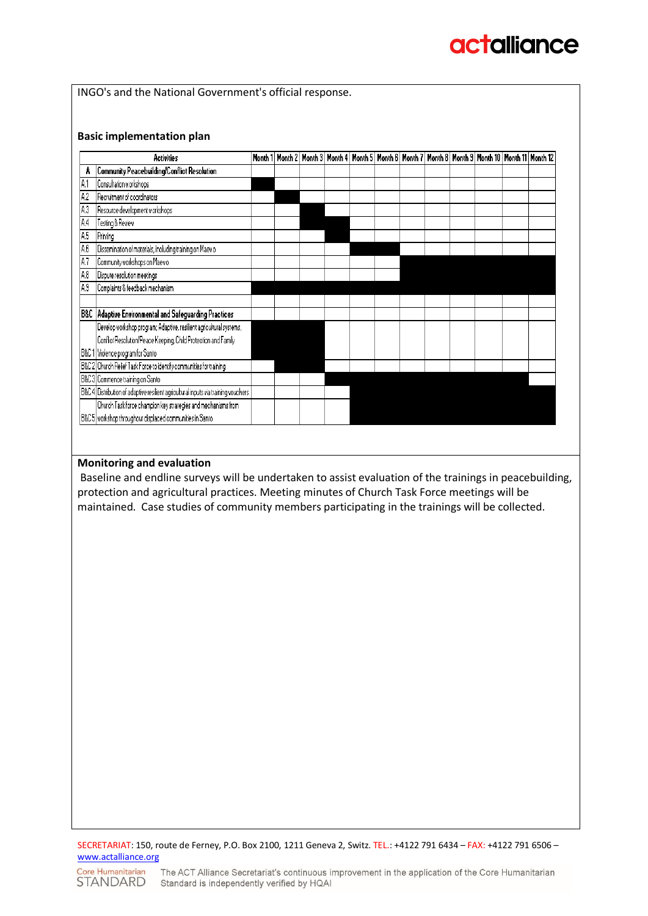INGO's and the National Government's official response.

**Basic implementation plan**

| | Activities | Month 1 | Month 2 | Month 3 | Month 4 | Month 5 | Month 6 | Month 7 | Month 8 | Month 9 | Month 10 | Month 11 | Month 12 |
|---|---|---|---|---|---|---|---|---|---|---|---|---|---|
| **A** | **Community Peacebuilding/Conflict Resolution** | | | | | | | | | | | | |
| A.1 | Consultation workshops | X | | | | | | | | | | | |
| A.2 | Recruitment of coordinators | | X | | | | | | | | | | |
| A.3 | Resource development workshops | | | X | | | | | | | | | |
| A.4 | Testing & Review | | | X | X | | | | | | | | |
| A.5 | Printing | | | | X | | | | | | | | |
| A.6 | Dissemination of materials, including training on Maewo | | | | | X | X | | | | | | |
| A.7 | Community workshops on Maewo | | | | | | | X | X | X | X | X | X |
| A.8 | Dispute resolution meetings | | | | | | | X | X | X | X | X | X |
| A.9 | Complaints & feedback mechanism | X | X | X | X | X | X | X | X | X | X | X | X |
| | | | | | | | | | | | | | |
| **B&C** | **Adaptive Environmental and Safeguarding Practices** | | | | | | | | | | | | |
| B&C1 | Develop workshop program; Adaptive, resilient agricultural systems, Conflict Resolution/Peace Keeping, Child Protection and Family Violence program for Santo | X | X | X | | | | | | | | | |
| B&C2 | Church Relief Task Force to identify communities for training | | X | X | | | | | | | | | |
| B&C3 | Commence training on Santo | | | | X | X | X | X | X | X | X | X | |
| B&C4 | Distribution of adaptive resilient agricultural inputs via training vouchers | | | | | X | X | X | X | X | X | X | X |
| B&C5 | Church Taskforce champion key strategies and mechanisms from workshop throughout displaced communities in Santo | | | | | X | X | X | X | X | X | X | X |

**Monitoring and evaluation**

Baseline and endline surveys will be undertaken to assist evaluation of the trainings in peacebuilding, protection and agricultural practices. Meeting minutes of Church Task Force meetings will be maintained. Case studies of community members participating in the trainings will be collected.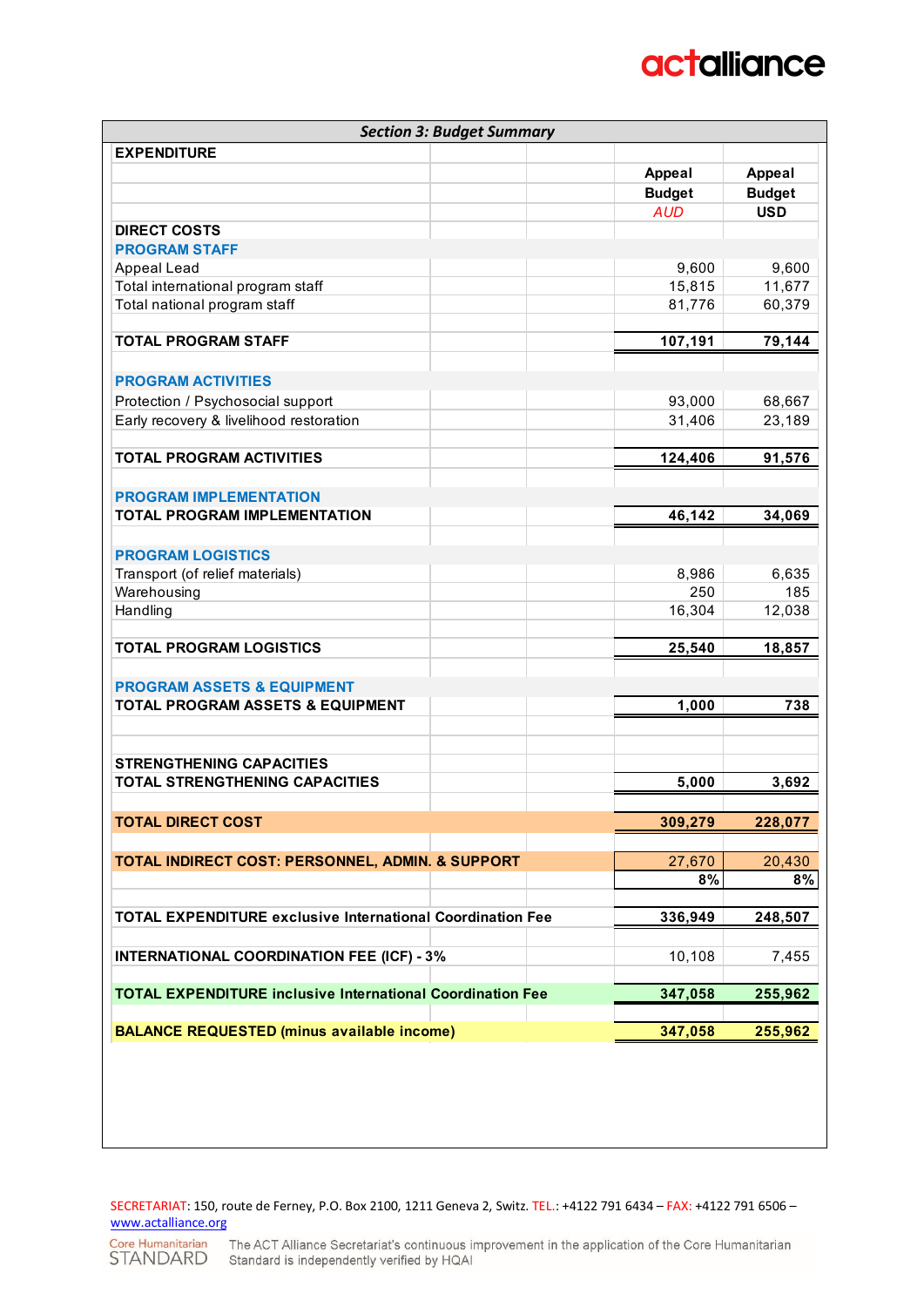## Section 3: Budget Summary

| EXPENDITURE | Appeal Budget AUD | Appeal Budget USD |
|---|---|---|
| **DIRECT COSTS** | | |
| **PROGRAM STAFF** | | |
| Appeal Lead | 9,600 | 9,600 |
| Total international program staff | 15,815 | 11,677 |
| Total national program staff | 81,776 | 60,379 |
| **TOTAL PROGRAM STAFF** | **107,191** | **79,144** |
| **PROGRAM ACTIVITIES** | | |
| Protection / Psychosocial support | 93,000 | 68,667 |
| Early recovery & livelihood restoration | 31,406 | 23,189 |
| **TOTAL PROGRAM ACTIVITIES** | **124,406** | **91,576** |
| **PROGRAM IMPLEMENTATION** | | |
| **TOTAL PROGRAM IMPLEMENTATION** | **46,142** | **34,069** |
| **PROGRAM LOGISTICS** | | |
| Transport (of relief materials) | 8,986 | 6,635 |
| Warehousing | 250 | 185 |
| Handling | 16,304 | 12,038 |
| **TOTAL PROGRAM LOGISTICS** | **25,540** | **18,857** |
| **PROGRAM ASSETS & EQUIPMENT** | | |
| **TOTAL PROGRAM ASSETS & EQUIPMENT** | **1,000** | **738** |
| **STRENGTHENING CAPACITIES** | | |
| **TOTAL STRENGTHENING CAPACITIES** | **5,000** | **3,692** |
| **TOTAL DIRECT COST** | **309,279** | **228,077** |
| **TOTAL INDIRECT COST: PERSONNEL, ADMIN. & SUPPORT** | 27,670 | 20,430 |
| | 8% | 8% |
| **TOTAL EXPENDITURE exclusive International Coordination Fee** | **336,949** | **248,507** |
| **INTERNATIONAL COORDINATION FEE (ICF) - 3%** | 10,108 | 7,455 |
| **TOTAL EXPENDITURE inclusive International Coordination Fee** | **347,058** | **255,962** |
| **BALANCE REQUESTED (minus available income)** | **347,058** | **255,962** |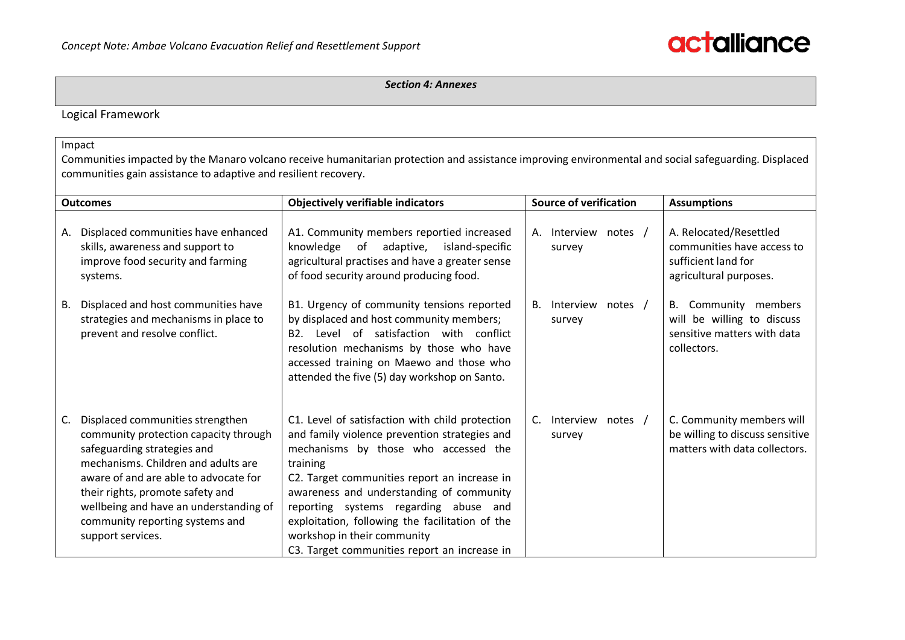## *Section 4: Annexes*

### Logical Framework

Impact

Communities impacted by the Manaro volcano receive humanitarian protection and assistance improving environmental and social safeguarding. Displaced communities gain assistance to adaptive and resilient recovery.

| Outcomes | Objectively verifiable indicators | Source of verification | Assumptions |
|---|---|---|---|
| A. Displaced communities have enhanced skills, awareness and support to improve food security and farming systems. | A1. Community members reportied increased knowledge of adaptive, island-specific agricultural practises and have a greater sense of food security around producing food. | A. Interview notes / survey | A. Relocated/Resettled communities have access to sufficient land for agricultural purposes. |
| B. Displaced and host communities have strategies and mechanisms in place to prevent and resolve conflict. | B1. Urgency of community tensions reported by displaced and host community members;<br>B2. Level of satisfaction with conflict resolution mechanisms by those who have accessed training on Maewo and those who attended the five (5) day workshop on Santo. | B. Interview notes / survey | B. Community members will be willing to discuss sensitive matters with data collectors. |
| C. Displaced communities strengthen community protection capacity through safeguarding strategies and mechanisms. Children and adults are aware of and are able to advocate for their rights, promote safety and wellbeing and have an understanding of community reporting systems and support services. | C1. Level of satisfaction with child protection and family violence prevention strategies and mechanisms by those who accessed the training<br>C2. Target communities report an increase in awareness and understanding of community reporting systems regarding abuse and exploitation, following the facilitation of the workshop in their community<br>C3. Target communities report an increase in | C. Interview notes / survey | C. Community members will be willing to discuss sensitive matters with data collectors. |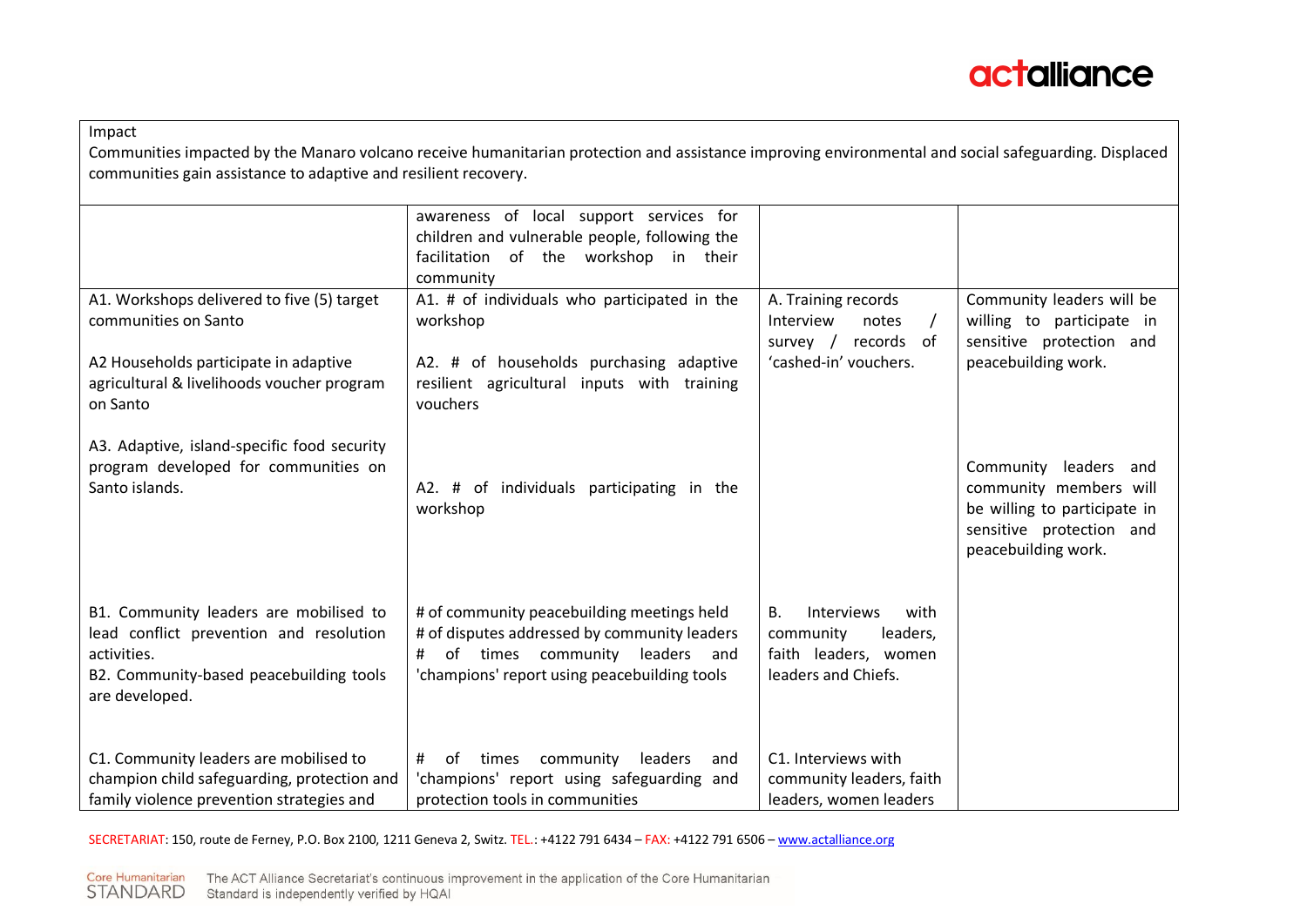| Impact<br>Communities impacted by the Manaro volcano receive humanitarian protection and assistance improving environmental and social safeguarding. Displaced communities gain assistance to adaptive and resilient recovery. | | | |
|---|---|---|---|
| | awareness of local support services for children and vulnerable people, following the facilitation of the workshop in their community | | |
| A1. Workshops delivered to five (5) target communities on Santo<br><br>A2 Households participate in adaptive agricultural & livelihoods voucher program on Santo<br><br>A3. Adaptive, island-specific food security program developed for communities on Santo islands. | A1. # of individuals who participated in the workshop<br><br>A2. # of households purchasing adaptive resilient agricultural inputs with training vouchers<br><br>A2. # of individuals participating in the workshop | A. Training records<br>Interview notes / survey / records of 'cashed-in' vouchers. | Community leaders will be willing to participate in sensitive protection and peacebuilding work.<br><br>Community leaders and community members will be willing to participate in sensitive protection and peacebuilding work. |
| B1. Community leaders are mobilised to lead conflict prevention and resolution activities.<br>B2. Community-based peacebuilding tools are developed. | # of community peacebuilding meetings held<br># of disputes addressed by community leaders<br># of times community leaders and 'champions' report using peacebuilding tools | B. Interviews with community leaders, faith leaders, women leaders and Chiefs. | |
| C1. Community leaders are mobilised to champion child safeguarding, protection and family violence prevention strategies and | # of times community leaders and 'champions' report using safeguarding and protection tools in communities | C1. Interviews with community leaders, faith leaders, women leaders | |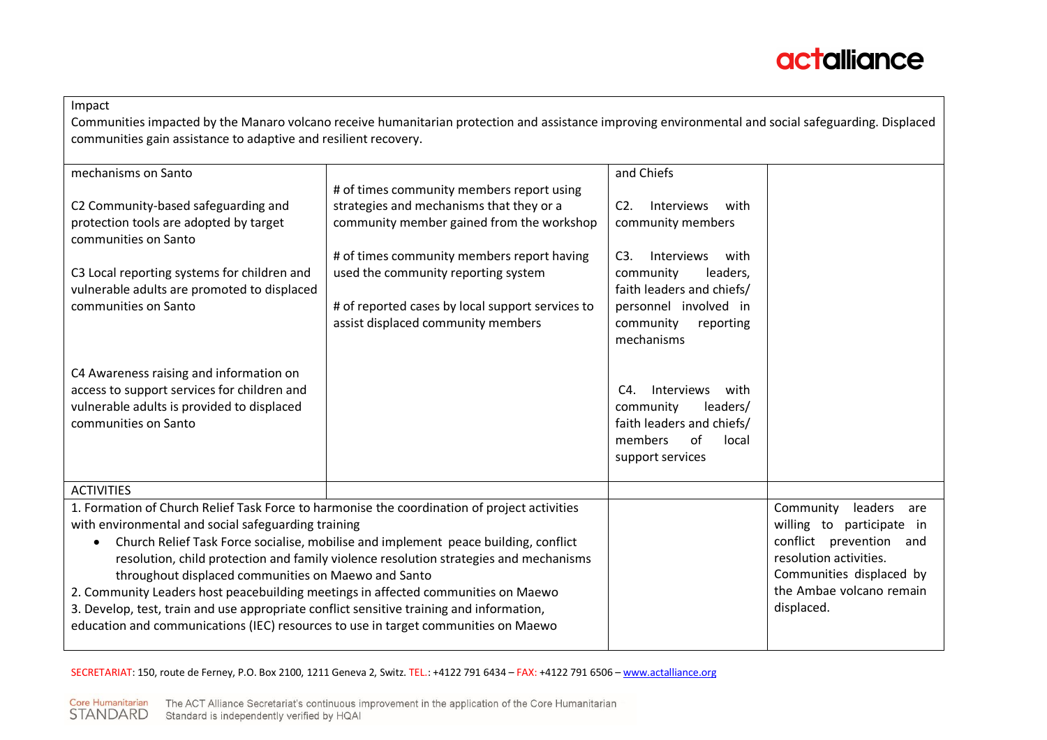| Impact<br>Communities impacted by the Manaro volcano receive humanitarian protection and assistance improving environmental and social safeguarding. Displaced communities gain assistance to adaptive and resilient recovery. | | | |
|---|---|---|---|
| mechanisms on Santo<br><br>C2 Community-based safeguarding and protection tools are adopted by target communities on Santo<br><br>C3 Local reporting systems for children and vulnerable adults are promoted to displaced communities on Santo<br><br>C4 Awareness raising and information on access to support services for children and vulnerable adults is provided to displaced communities on Santo | # of times community members report using strategies and mechanisms that they or a community member gained from the workshop<br><br># of times community members report having used the community reporting system<br><br># of reported cases by local support services to assist displaced community members | and Chiefs<br><br>C2. Interviews with community members<br><br>C3. Interviews with community leaders, faith leaders and chiefs/ personnel involved in community reporting mechanisms<br><br>C4. Interviews with community leaders/ faith leaders and chiefs/ members of local support services | |
| ACTIVITIES | | | |
| 1. Formation of Church Relief Task Force to harmonise the coordination of project activities with environmental and social safeguarding training<br>• Church Relief Task Force socialise, mobilise and implement peace building, conflict resolution, child protection and family violence resolution strategies and mechanisms throughout displaced communities on Maewo and Santo<br>2. Community Leaders host peacebuilding meetings in affected communities on Maewo<br>3. Develop, test, train and use appropriate conflict sensitive training and information, education and communications (IEC) resources to use in target communities on Maewo | | | Community leaders are willing to participate in conflict prevention and resolution activities.<br>Communities displaced by the Ambae volcano remain displaced. |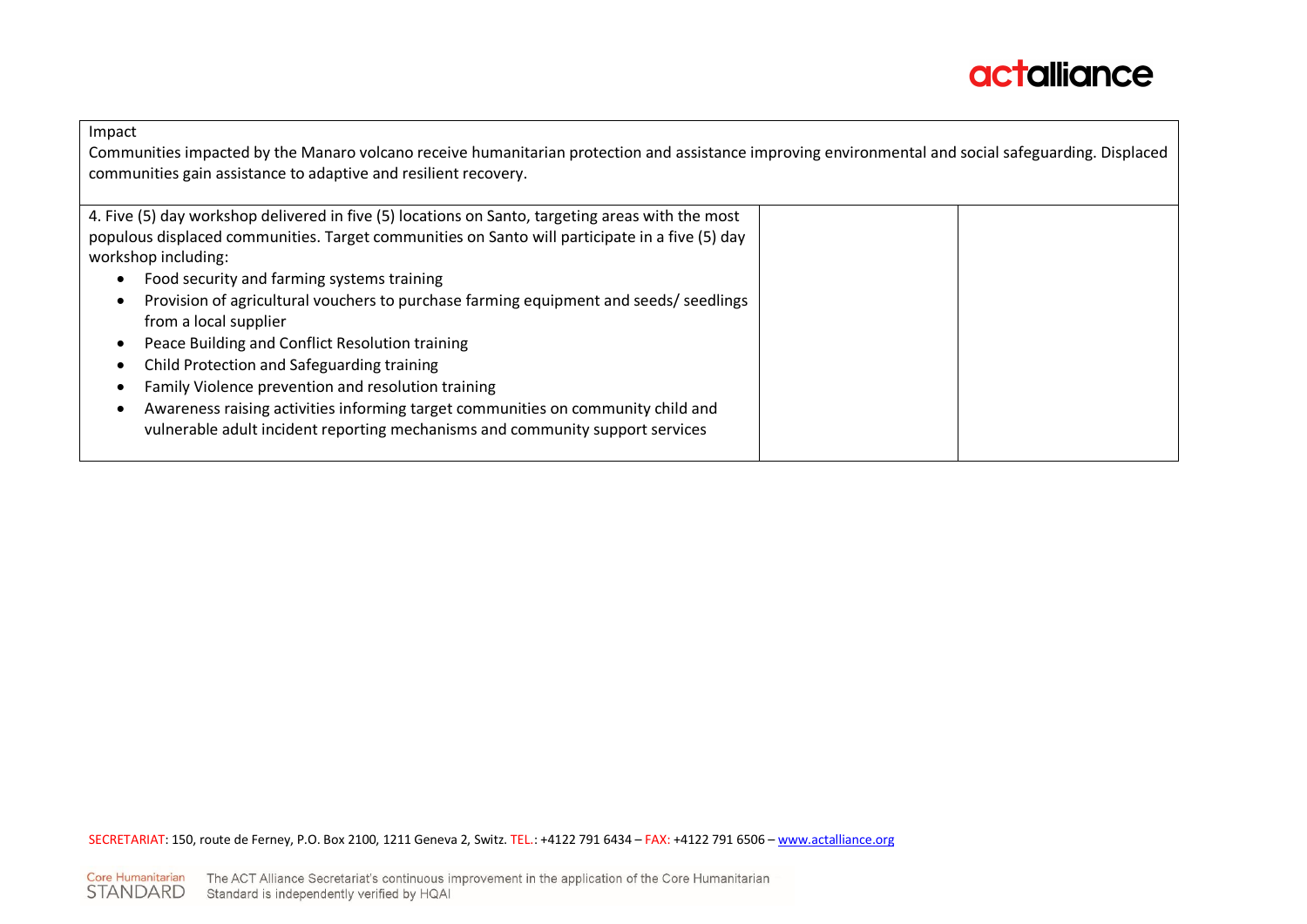| Impact<br>Communities impacted by the Manaro volcano receive humanitarian protection and assistance improving environmental and social safeguarding. Displaced communities gain assistance to adaptive and resilient recovery. | | |
|---|---|---|
| 4. Five (5) day workshop delivered in five (5) locations on Santo, targeting areas with the most populous displaced communities. Target communities on Santo will participate in a five (5) day workshop including:<br>• Food security and farming systems training<br>• Provision of agricultural vouchers to purchase farming equipment and seeds/ seedlings from a local supplier<br>• Peace Building and Conflict Resolution training<br>• Child Protection and Safeguarding training<br>• Family Violence prevention and resolution training<br>• Awareness raising activities informing target communities on community child and vulnerable adult incident reporting mechanisms and community support services | | |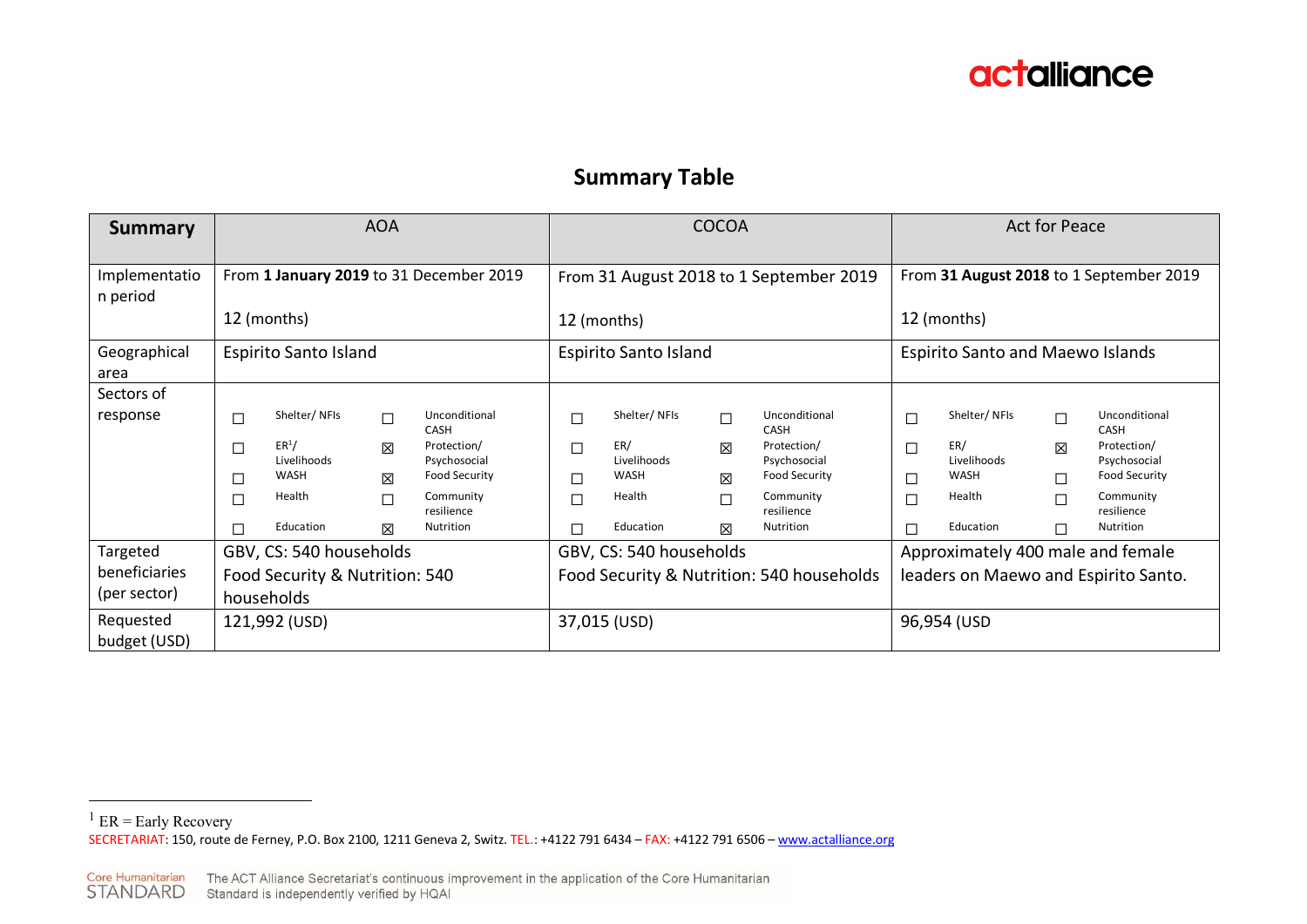## Summary Table

| Summary | AOA | COCOA | Act for Peace |
|---|---|---|---|
| Implementation period | From **1 January 2019** to 31 December 2019<br><br>12 (months) | From 31 August 2018 to 1 September 2019<br><br>12 (months) | From **31 August 2018** to 1 September 2019<br><br>12 (months) |
| Geographical area | Espirito Santo Island | Espirito Santo Island | Espirito Santo and Maewo Islands |
| Sectors of response | ☐ Shelter/ NFIs<br>☐ ER[1]/ Livelihoods<br>☐ WASH<br>☐ Health<br>☐ Education<br>☐ Unconditional CASH<br>☒ Protection/ Psychosocial<br>☒ Food Security<br>☐ Community resilience<br>☒ Nutrition | ☐ Shelter/ NFIs<br>☐ ER/ Livelihoods<br>☐ WASH<br>☐ Health<br>☐ Education<br>☐ Unconditional CASH<br>☒ Protection/ Psychosocial<br>☒ Food Security<br>☐ Community resilience<br>☒ Nutrition | ☐ Shelter/ NFIs<br>☐ ER/ Livelihoods<br>☐ WASH<br>☐ Health<br>☐ Education<br>☐ Unconditional CASH<br>☒ Protection/ Psychosocial<br>☐ Food Security<br>☐ Community resilience<br>☐ Nutrition |
| Targeted beneficiaries (per sector) | GBV, CS: 540 households<br>Food Security & Nutrition: 540 households | GBV, CS: 540 households<br>Food Security & Nutrition: 540 households | Approximately 400 male and female leaders on Maewo and Espirito Santo. |
| Requested budget (USD) | 121,992 (USD) | 37,015 (USD) | 96,954 (USD |

[1] ER = Early Recovery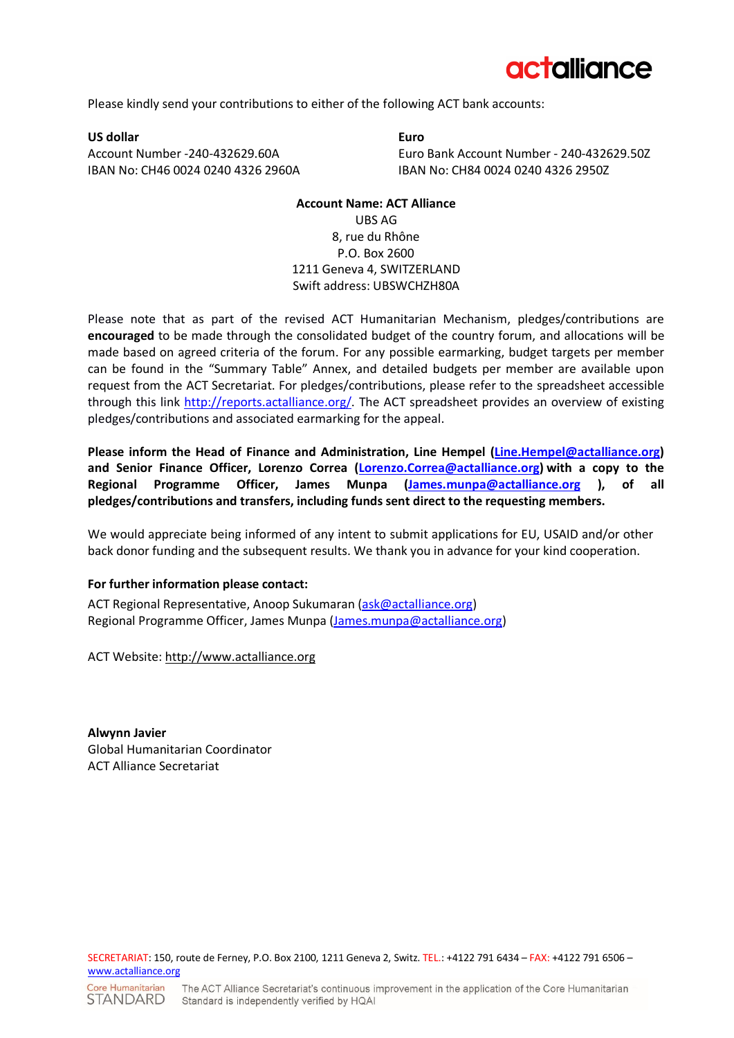Please kindly send your contributions to either of the following ACT bank accounts:

**US dollar**
Account Number -240-432629.60A
IBAN No: CH46 0024 0240 4326 2960A

**Euro**
Euro Bank Account Number - 240-432629.50Z
IBAN No: CH84 0024 0240 4326 2950Z

**Account Name: ACT Alliance**
UBS AG
8, rue du Rhône
P.O. Box 2600
1211 Geneva 4, SWITZERLAND
Swift address: UBSWCHZH80A

Please note that as part of the revised ACT Humanitarian Mechanism, pledges/contributions are **encouraged** to be made through the consolidated budget of the country forum, and allocations will be made based on agreed criteria of the forum. For any possible earmarking, budget targets per member can be found in the "Summary Table" Annex, and detailed budgets per member are available upon request from the ACT Secretariat. For pledges/contributions, please refer to the spreadsheet accessible through this link http://reports.actalliance.org/. The ACT spreadsheet provides an overview of existing pledges/contributions and associated earmarking for the appeal.

**Please inform the Head of Finance and Administration, Line Hempel (Line.Hempel@actalliance.org) and Senior Finance Officer, Lorenzo Correa (Lorenzo.Correa@actalliance.org) with a copy to the Regional Programme Officer, James Munpa (James.munpa@actalliance.org ), of all pledges/contributions and transfers, including funds sent direct to the requesting members.**

We would appreciate being informed of any intent to submit applications for EU, USAID and/or other back donor funding and the subsequent results. We thank you in advance for your kind cooperation.

**For further information please contact:**

ACT Regional Representative, Anoop Sukumaran (ask@actalliance.org)
Regional Programme Officer, James Munpa (James.munpa@actalliance.org)

ACT Website: http://www.actalliance.org

**Alwynn Javier**
Global Humanitarian Coordinator
ACT Alliance Secretariat

SECRETARIAT: 150, route de Ferney, P.O. Box 2100, 1211 Geneva 2, Switz. TEL.: +4122 791 6434 – FAX: +4122 791 6506 – www.actalliance.org

Core Humanitarian STANDARD — The ACT Alliance Secretariat's continuous improvement in the application of the Core Humanitarian Standard is independently verified by HQAI